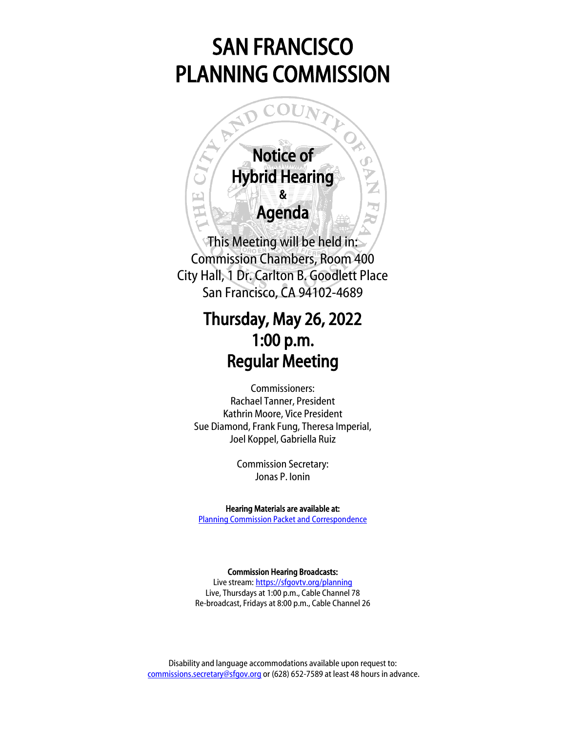# SAN FRANCISCO PLANNING COMMISSION

## Notice of Hybrid Hearing & Agenda

This Meeting will be held in:
Commission Chambers, Room 400
City Hall, 1 Dr. Carlton B. Goodlett Place
San Francisco, CA 94102-4689

## Thursday, May 26, 2022
## 1:00 p.m.
## Regular Meeting

Commissioners:
Rachael Tanner, President
Kathrin Moore, Vice President
Sue Diamond, Frank Fung, Theresa Imperial,
Joel Koppel, Gabriella Ruiz

Commission Secretary:
Jonas P. Ionin

**Hearing Materials are available at:**
[Planning Commission Packet and Correspondence]()

**Commission Hearing Broadcasts:**
Live stream: [https://sfgovtv.org/planning](https://sfgovtv.org/planning)
Live, Thursdays at 1:00 p.m., Cable Channel 78
Re-broadcast, Fridays at 8:00 p.m., Cable Channel 26

Disability and language accommodations available upon request to:
[commissions.secretary@sfgov.org](mailto:commissions.secretary@sfgov.org) or (628) 652-7589 at least 48 hours in advance.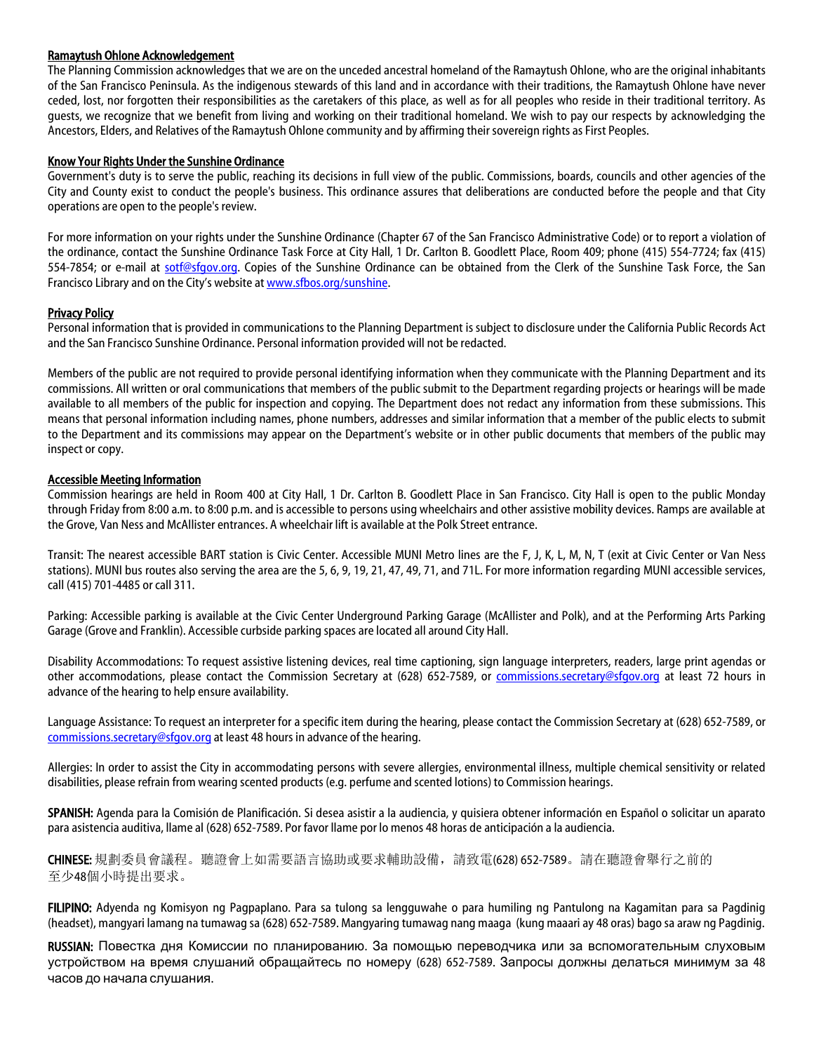## Ramaytush Ohlone Acknowledgement

The Planning Commission acknowledges that we are on the unceded ancestral homeland of the Ramaytush Ohlone, who are the original inhabitants of the San Francisco Peninsula. As the indigenous stewards of this land and in accordance with their traditions, the Ramaytush Ohlone have never ceded, lost, nor forgotten their responsibilities as the caretakers of this place, as well as for all peoples who reside in their traditional territory. As guests, we recognize that we benefit from living and working on their traditional homeland. We wish to pay our respects by acknowledging the Ancestors, Elders, and Relatives of the Ramaytush Ohlone community and by affirming their sovereign rights as First Peoples.

## Know Your Rights Under the Sunshine Ordinance

Government's duty is to serve the public, reaching its decisions in full view of the public. Commissions, boards, councils and other agencies of the City and County exist to conduct the people's business. This ordinance assures that deliberations are conducted before the people and that City operations are open to the people's review.

For more information on your rights under the Sunshine Ordinance (Chapter 67 of the San Francisco Administrative Code) or to report a violation of the ordinance, contact the Sunshine Ordinance Task Force at City Hall, 1 Dr. Carlton B. Goodlett Place, Room 409; phone (415) 554-7724; fax (415) 554-7854; or e-mail at sotf@sfgov.org. Copies of the Sunshine Ordinance can be obtained from the Clerk of the Sunshine Task Force, the San Francisco Library and on the City's website at www.sfbos.org/sunshine.

## Privacy Policy

Personal information that is provided in communications to the Planning Department is subject to disclosure under the California Public Records Act and the San Francisco Sunshine Ordinance. Personal information provided will not be redacted.

Members of the public are not required to provide personal identifying information when they communicate with the Planning Department and its commissions. All written or oral communications that members of the public submit to the Department regarding projects or hearings will be made available to all members of the public for inspection and copying. The Department does not redact any information from these submissions. This means that personal information including names, phone numbers, addresses and similar information that a member of the public elects to submit to the Department and its commissions may appear on the Department's website or in other public documents that members of the public may inspect or copy.

## Accessible Meeting Information

Commission hearings are held in Room 400 at City Hall, 1 Dr. Carlton B. Goodlett Place in San Francisco. City Hall is open to the public Monday through Friday from 8:00 a.m. to 8:00 p.m. and is accessible to persons using wheelchairs and other assistive mobility devices. Ramps are available at the Grove, Van Ness and McAllister entrances. A wheelchair lift is available at the Polk Street entrance.

Transit: The nearest accessible BART station is Civic Center. Accessible MUNI Metro lines are the F, J, K, L, M, N, T (exit at Civic Center or Van Ness stations). MUNI bus routes also serving the area are the 5, 6, 9, 19, 21, 47, 49, 71, and 71L. For more information regarding MUNI accessible services, call (415) 701-4485 or call 311.

Parking: Accessible parking is available at the Civic Center Underground Parking Garage (McAllister and Polk), and at the Performing Arts Parking Garage (Grove and Franklin). Accessible curbside parking spaces are located all around City Hall.

Disability Accommodations: To request assistive listening devices, real time captioning, sign language interpreters, readers, large print agendas or other accommodations, please contact the Commission Secretary at (628) 652-7589, or commissions.secretary@sfgov.org at least 72 hours in advance of the hearing to help ensure availability.

Language Assistance: To request an interpreter for a specific item during the hearing, please contact the Commission Secretary at (628) 652-7589, or commissions.secretary@sfgov.org at least 48 hours in advance of the hearing.

Allergies: In order to assist the City in accommodating persons with severe allergies, environmental illness, multiple chemical sensitivity or related disabilities, please refrain from wearing scented products (e.g. perfume and scented lotions) to Commission hearings.

**SPANISH:** Agenda para la Comisión de Planificación. Si desea asistir a la audiencia, y quisiera obtener información en Español o solicitar un aparato para asistencia auditiva, llame al (628) 652-7589. Por favor llame por lo menos 48 horas de anticipación a la audiencia.

**CHINESE:** 規劃委員會議程。聽證會上如需要語言協助或要求輔助設備，請致電(628) 652-7589。請在聽證會舉行之前的至少48個小時提出要求。

**FILIPINO:** Adyenda ng Komisyon ng Pagpaplano. Para sa tulong sa lengguwahe o para humiling ng Pantulong na Kagamitan para sa Pagdinig (headset), mangyari lamang na tumawag sa (628) 652-7589. Mangyaring tumawag nang maaga (kung maaari ay 48 oras) bago sa araw ng Pagdinig.

**RUSSIAN:** Повестка дня Комиссии по планированию. За помощью переводчика или за вспомогательным слуховым устройством на время слушаний обращайтесь по номеру (628) 652-7589. Запросы должны делаться минимум за 48 часов до начала слушания.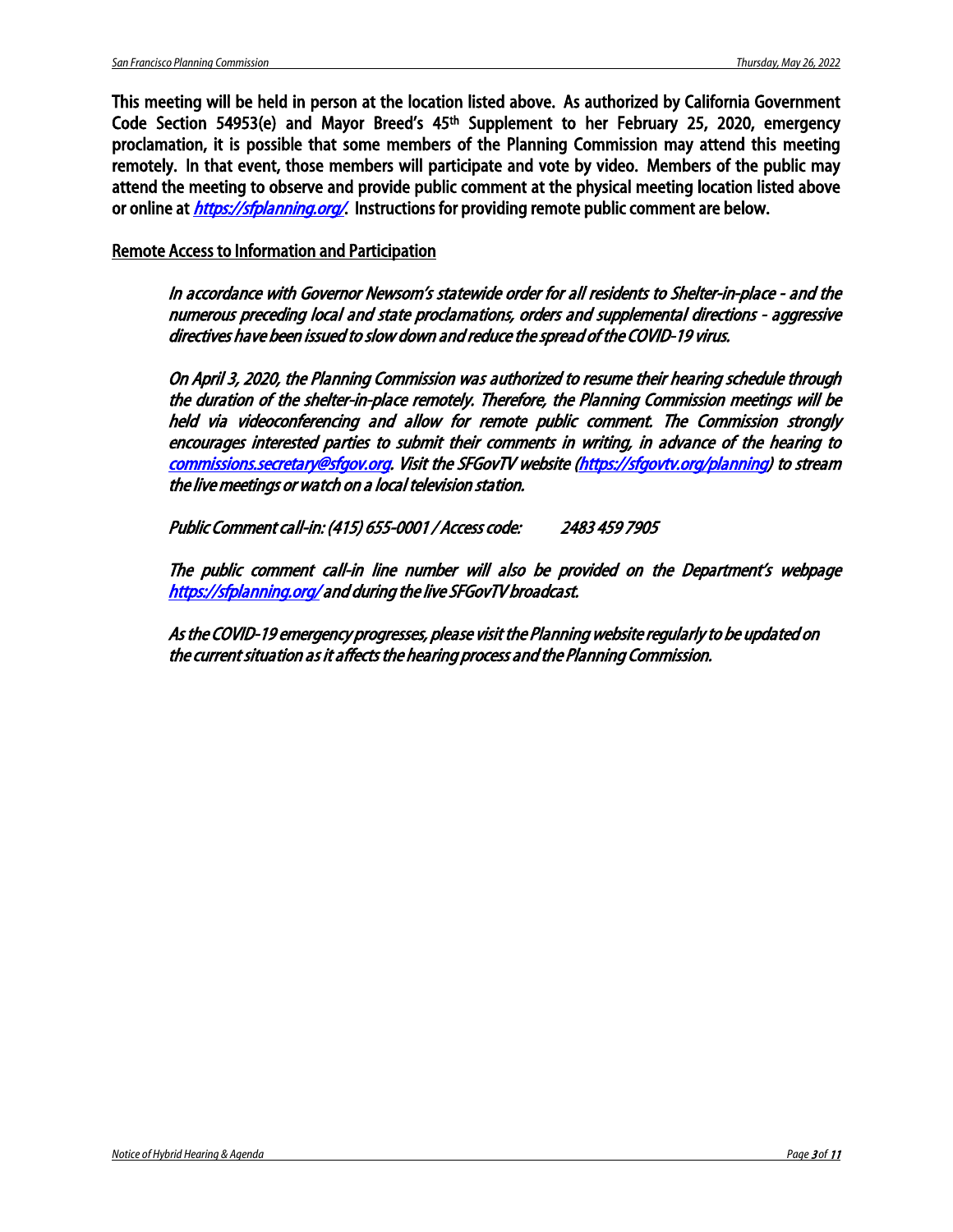**This meeting will be held in person at the location listed above. As authorized by California Government Code Section 54953(e) and Mayor Breed's 45th Supplement to her February 25, 2020, emergency proclamation, it is possible that some members of the Planning Commission may attend this meeting remotely. In that event, those members will participate and vote by video. Members of the public may attend the meeting to observe and provide public comment at the physical meeting location listed above or online at [https://sfplanning.org/](https://sfplanning.org/). Instructions for providing remote public comment are below.**

## Remote Access to Information and Participation

*In accordance with Governor Newsom's statewide order for all residents to Shelter-in-place - and the numerous preceding local and state proclamations, orders and supplemental directions - aggressive directives have been issued to slow down and reduce the spread of the COVID-19 virus.*

*On April 3, 2020, the Planning Commission was authorized to resume their hearing schedule through the duration of the shelter-in-place remotely. Therefore, the Planning Commission meetings will be held via videoconferencing and allow for remote public comment. The Commission strongly encourages interested parties to submit their comments in writing, in advance of the hearing to [commissions.secretary@sfgov.org](mailto:commissions.secretary@sfgov.org). Visit the SFGovTV website ([https://sfgovtv.org/planning](https://sfgovtv.org/planning)) to stream the live meetings or watch on a local television station.*

*Public Comment call-in: (415) 655-0001 / Access code: 2483 459 7905*

*The public comment call-in line number will also be provided on the Department's webpage [https://sfplanning.org/](https://sfplanning.org/) and during the live SFGovTV broadcast.*

*As the COVID-19 emergency progresses, please visit the Planning website regularly to be updated on the current situation as it affects the hearing process and the Planning Commission.*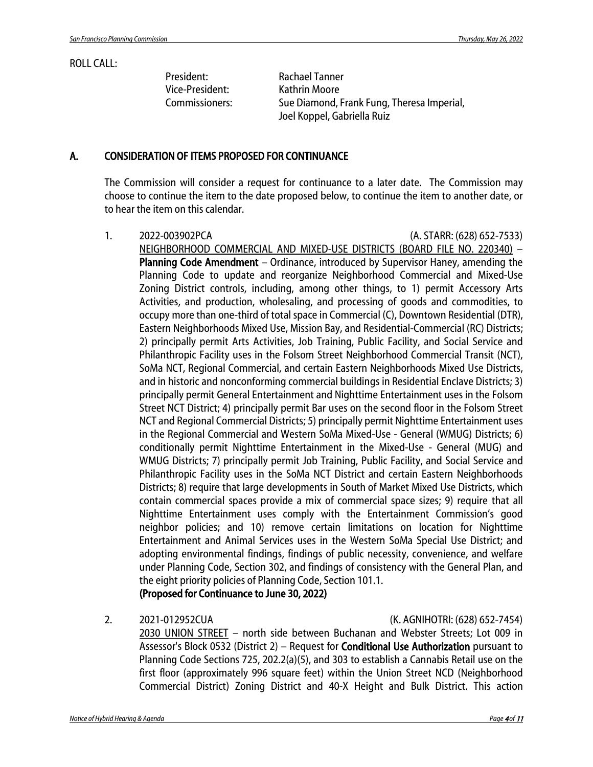ROLL CALL:

President: Rachael Tanner
Vice-President: Kathrin Moore
Commissioners: Sue Diamond, Frank Fung, Theresa Imperial, Joel Koppel, Gabriella Ruiz

## A. CONSIDERATION OF ITEMS PROPOSED FOR CONTINUANCE

The Commission will consider a request for continuance to a later date. The Commission may choose to continue the item to the date proposed below, to continue the item to another date, or to hear the item on this calendar.

1. 2022-003902PCA (A. STARR: (628) 652-7533)
   NEIGHBORHOOD COMMERCIAL AND MIXED-USE DISTRICTS (BOARD FILE NO. 220340) – **Planning Code Amendment** – Ordinance, introduced by Supervisor Haney, amending the Planning Code to update and reorganize Neighborhood Commercial and Mixed-Use Zoning District controls, including, among other things, to 1) permit Accessory Arts Activities, and production, wholesaling, and processing of goods and commodities, to occupy more than one-third of total space in Commercial (C), Downtown Residential (DTR), Eastern Neighborhoods Mixed Use, Mission Bay, and Residential-Commercial (RC) Districts; 2) principally permit Arts Activities, Job Training, Public Facility, and Social Service and Philanthropic Facility uses in the Folsom Street Neighborhood Commercial Transit (NCT), SoMa NCT, Regional Commercial, and certain Eastern Neighborhoods Mixed Use Districts, and in historic and nonconforming commercial buildings in Residential Enclave Districts; 3) principally permit General Entertainment and Nighttime Entertainment uses in the Folsom Street NCT District; 4) principally permit Bar uses on the second floor in the Folsom Street NCT and Regional Commercial Districts; 5) principally permit Nighttime Entertainment uses in the Regional Commercial and Western SoMa Mixed-Use - General (WMUG) Districts; 6) conditionally permit Nighttime Entertainment in the Mixed-Use - General (MUG) and WMUG Districts; 7) principally permit Job Training, Public Facility, and Social Service and Philanthropic Facility uses in the SoMa NCT District and certain Eastern Neighborhoods Districts; 8) require that large developments in South of Market Mixed Use Districts, which contain commercial spaces provide a mix of commercial space sizes; 9) require that all Nighttime Entertainment uses comply with the Entertainment Commission's good neighbor policies; and 10) remove certain limitations on location for Nighttime Entertainment and Animal Services uses in the Western SoMa Special Use District; and adopting environmental findings, findings of public necessity, convenience, and welfare under Planning Code, Section 302, and findings of consistency with the General Plan, and the eight priority policies of Planning Code, Section 101.1.
   **(Proposed for Continuance to June 30, 2022)**

2. 2021-012952CUA (K. AGNIHOTRI: (628) 652-7454)
   2030 UNION STREET – north side between Buchanan and Webster Streets; Lot 009 in Assessor's Block 0532 (District 2) – Request for **Conditional Use Authorization** pursuant to Planning Code Sections 725, 202.2(a)(5), and 303 to establish a Cannabis Retail use on the first floor (approximately 996 square feet) within the Union Street NCD (Neighborhood Commercial District) Zoning District and 40-X Height and Bulk District. This action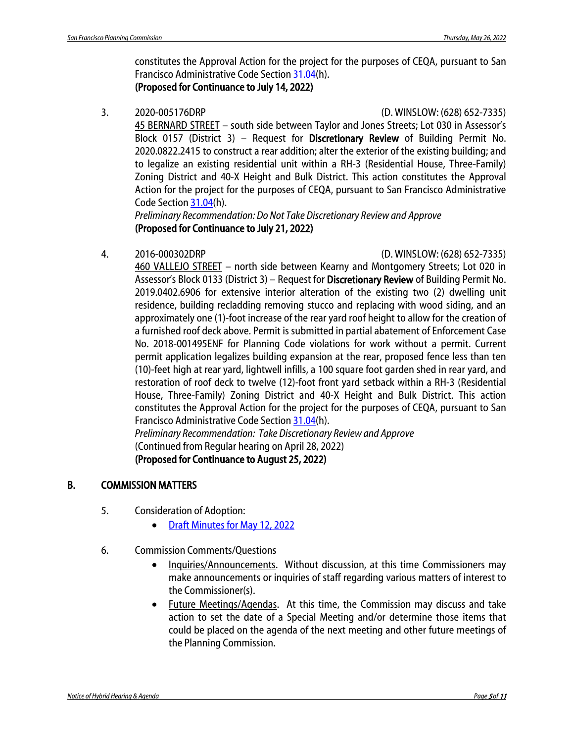constitutes the Approval Action for the project for the purposes of CEQA, pursuant to San Francisco Administrative Code Section 31.04(h).
**(Proposed for Continuance to July 14, 2022)**

3. 2020-005176DRP (D. WINSLOW: (628) 652-7335)
   45 BERNARD STREET – south side between Taylor and Jones Streets; Lot 030 in Assessor's Block 0157 (District 3) – Request for **Discretionary Review** of Building Permit No. 2020.0822.2415 to construct a rear addition; alter the exterior of the existing building; and to legalize an existing residential unit within a RH-3 (Residential House, Three-Family) Zoning District and 40-X Height and Bulk District. This action constitutes the Approval Action for the project for the purposes of CEQA, pursuant to San Francisco Administrative Code Section 31.04(h).
   *Preliminary Recommendation: Do Not Take Discretionary Review and Approve*
   **(Proposed for Continuance to July 21, 2022)**

4. 2016-000302DRP (D. WINSLOW: (628) 652-7335)
   460 VALLEJO STREET – north side between Kearny and Montgomery Streets; Lot 020 in Assessor's Block 0133 (District 3) – Request for **Discretionary Review** of Building Permit No. 2019.0402.6906 for extensive interior alteration of the existing two (2) dwelling unit residence, building recladding removing stucco and replacing with wood siding, and an approximately one (1)-foot increase of the rear yard roof height to allow for the creation of a furnished roof deck above. Permit is submitted in partial abatement of Enforcement Case No. 2018-001495ENF for Planning Code violations for work without a permit. Current permit application legalizes building expansion at the rear, proposed fence less than ten (10)-feet high at rear yard, lightwell infills, a 100 square foot garden shed in rear yard, and restoration of roof deck to twelve (12)-foot front yard setback within a RH-3 (Residential House, Three-Family) Zoning District and 40-X Height and Bulk District. This action constitutes the Approval Action for the project for the purposes of CEQA, pursuant to San Francisco Administrative Code Section 31.04(h).
   *Preliminary Recommendation: Take Discretionary Review and Approve*
   (Continued from Regular hearing on April 28, 2022)
   **(Proposed for Continuance to August 25, 2022)**

## B. COMMISSION MATTERS

5. Consideration of Adoption:
   - Draft Minutes for May 12, 2022

6. Commission Comments/Questions
   - Inquiries/Announcements. Without discussion, at this time Commissioners may make announcements or inquiries of staff regarding various matters of interest to the Commissioner(s).
   - Future Meetings/Agendas. At this time, the Commission may discuss and take action to set the date of a Special Meeting and/or determine those items that could be placed on the agenda of the next meeting and other future meetings of the Planning Commission.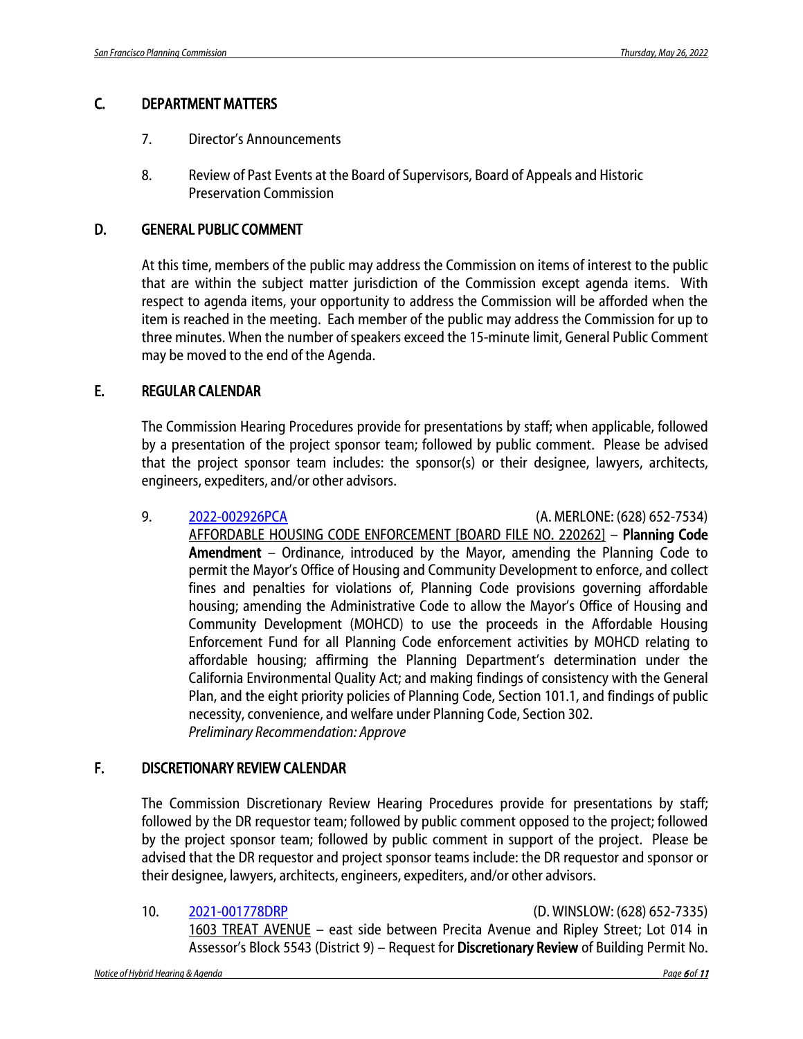## C. DEPARTMENT MATTERS

7. Director's Announcements

8. Review of Past Events at the Board of Supervisors, Board of Appeals and Historic Preservation Commission

## D. GENERAL PUBLIC COMMENT

At this time, members of the public may address the Commission on items of interest to the public that are within the subject matter jurisdiction of the Commission except agenda items. With respect to agenda items, your opportunity to address the Commission will be afforded when the item is reached in the meeting. Each member of the public may address the Commission for up to three minutes. When the number of speakers exceed the 15-minute limit, General Public Comment may be moved to the end of the Agenda.

## E. REGULAR CALENDAR

The Commission Hearing Procedures provide for presentations by staff; when applicable, followed by a presentation of the project sponsor team; followed by public comment. Please be advised that the project sponsor team includes: the sponsor(s) or their designee, lawyers, architects, engineers, expediters, and/or other advisors.

9. 2022-002926PCA (A. MERLONE: (628) 652-7534)
AFFORDABLE HOUSING CODE ENFORCEMENT [BOARD FILE NO. 220262] – **Planning Code Amendment** – Ordinance, introduced by the Mayor, amending the Planning Code to permit the Mayor's Office of Housing and Community Development to enforce, and collect fines and penalties for violations of, Planning Code provisions governing affordable housing; amending the Administrative Code to allow the Mayor's Office of Housing and Community Development (MOHCD) to use the proceeds in the Affordable Housing Enforcement Fund for all Planning Code enforcement activities by MOHCD relating to affordable housing; affirming the Planning Department's determination under the California Environmental Quality Act; and making findings of consistency with the General Plan, and the eight priority policies of Planning Code, Section 101.1, and findings of public necessity, convenience, and welfare under Planning Code, Section 302.
*Preliminary Recommendation: Approve*

## F. DISCRETIONARY REVIEW CALENDAR

The Commission Discretionary Review Hearing Procedures provide for presentations by staff; followed by the DR requestor team; followed by public comment opposed to the project; followed by the project sponsor team; followed by public comment in support of the project. Please be advised that the DR requestor and project sponsor teams include: the DR requestor and sponsor or their designee, lawyers, architects, engineers, expediters, and/or other advisors.

10. 2021-001778DRP (D. WINSLOW: (628) 652-7335)
1603 TREAT AVENUE – east side between Precita Avenue and Ripley Street; Lot 014 in Assessor's Block 5543 (District 9) – Request for **Discretionary Review** of Building Permit No.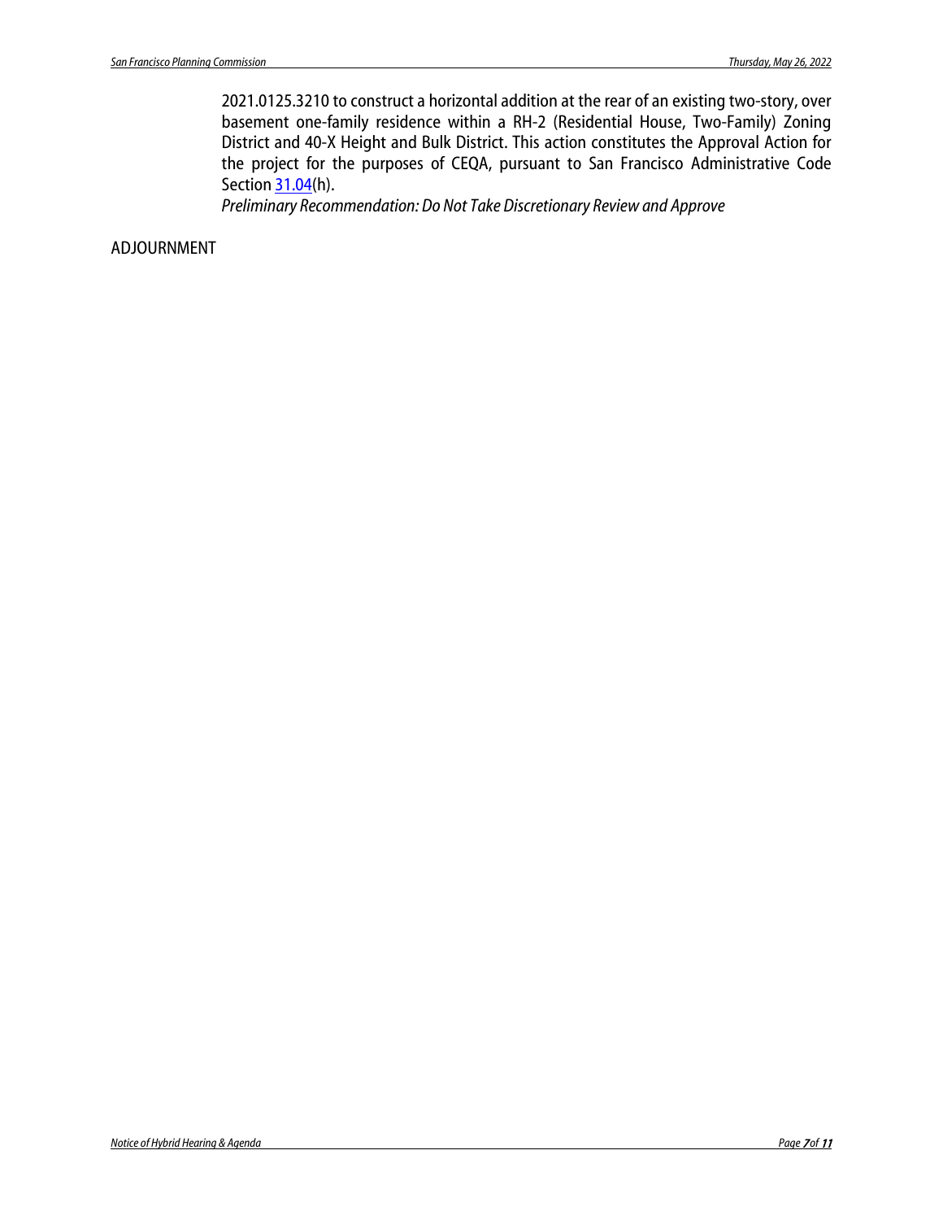2021.0125.3210 to construct a horizontal addition at the rear of an existing two-story, over basement one-family residence within a RH-2 (Residential House, Two-Family) Zoning District and 40-X Height and Bulk District. This action constitutes the Approval Action for the project for the purposes of CEQA, pursuant to San Francisco Administrative Code Section 31.04(h).

*Preliminary Recommendation: Do Not Take Discretionary Review and Approve*

ADJOURNMENT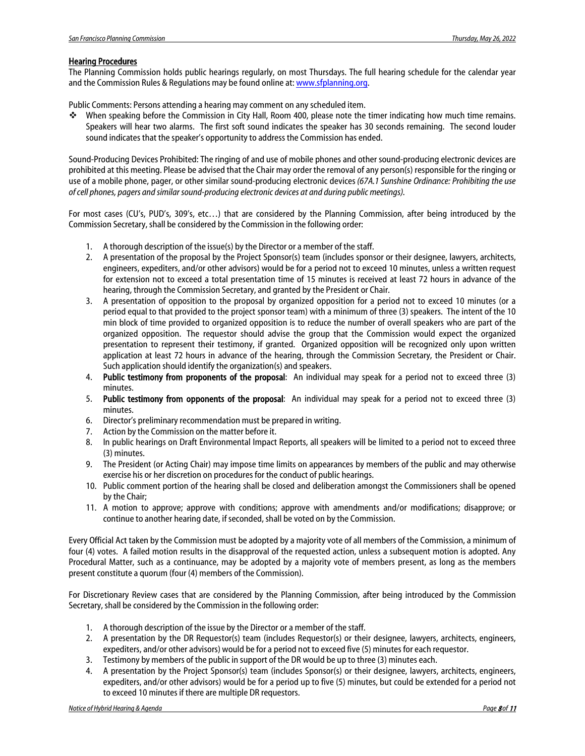## Hearing Procedures

The Planning Commission holds public hearings regularly, on most Thursdays. The full hearing schedule for the calendar year and the Commission Rules & Regulations may be found online at: [www.sfplanning.org](www.sfplanning.org).

Public Comments: Persons attending a hearing may comment on any scheduled item.

- When speaking before the Commission in City Hall, Room 400, please note the timer indicating how much time remains. Speakers will hear two alarms. The first soft sound indicates the speaker has 30 seconds remaining. The second louder sound indicates that the speaker's opportunity to address the Commission has ended.

Sound-Producing Devices Prohibited: The ringing of and use of mobile phones and other sound-producing electronic devices are prohibited at this meeting. Please be advised that the Chair may order the removal of any person(s) responsible for the ringing or use of a mobile phone, pager, or other similar sound-producing electronic devices *(67A.1 Sunshine Ordinance: Prohibiting the use of cell phones, pagers and similar sound-producing electronic devices at and during public meetings).*

For most cases (CU's, PUD's, 309's, etc…) that are considered by the Planning Commission, after being introduced by the Commission Secretary, shall be considered by the Commission in the following order:

1. A thorough description of the issue(s) by the Director or a member of the staff.
2. A presentation of the proposal by the Project Sponsor(s) team (includes sponsor or their designee, lawyers, architects, engineers, expediters, and/or other advisors) would be for a period not to exceed 10 minutes, unless a written request for extension not to exceed a total presentation time of 15 minutes is received at least 72 hours in advance of the hearing, through the Commission Secretary, and granted by the President or Chair.
3. A presentation of opposition to the proposal by organized opposition for a period not to exceed 10 minutes (or a period equal to that provided to the project sponsor team) with a minimum of three (3) speakers. The intent of the 10 min block of time provided to organized opposition is to reduce the number of overall speakers who are part of the organized opposition. The requestor should advise the group that the Commission would expect the organized presentation to represent their testimony, if granted. Organized opposition will be recognized only upon written application at least 72 hours in advance of the hearing, through the Commission Secretary, the President or Chair. Such application should identify the organization(s) and speakers.
4. **Public testimony from proponents of the proposal**: An individual may speak for a period not to exceed three (3) minutes.
5. **Public testimony from opponents of the proposal**: An individual may speak for a period not to exceed three (3) minutes.
6. Director's preliminary recommendation must be prepared in writing.
7. Action by the Commission on the matter before it.
8. In public hearings on Draft Environmental Impact Reports, all speakers will be limited to a period not to exceed three (3) minutes.
9. The President (or Acting Chair) may impose time limits on appearances by members of the public and may otherwise exercise his or her discretion on procedures for the conduct of public hearings.
10. Public comment portion of the hearing shall be closed and deliberation amongst the Commissioners shall be opened by the Chair;
11. A motion to approve; approve with conditions; approve with amendments and/or modifications; disapprove; or continue to another hearing date, if seconded, shall be voted on by the Commission.

Every Official Act taken by the Commission must be adopted by a majority vote of all members of the Commission, a minimum of four (4) votes. A failed motion results in the disapproval of the requested action, unless a subsequent motion is adopted. Any Procedural Matter, such as a continuance, may be adopted by a majority vote of members present, as long as the members present constitute a quorum (four (4) members of the Commission).

For Discretionary Review cases that are considered by the Planning Commission, after being introduced by the Commission Secretary, shall be considered by the Commission in the following order:

1. A thorough description of the issue by the Director or a member of the staff.
2. A presentation by the DR Requestor(s) team (includes Requestor(s) or their designee, lawyers, architects, engineers, expediters, and/or other advisors) would be for a period not to exceed five (5) minutes for each requestor.
3. Testimony by members of the public in support of the DR would be up to three (3) minutes each.
4. A presentation by the Project Sponsor(s) team (includes Sponsor(s) or their designee, lawyers, architects, engineers, expediters, and/or other advisors) would be for a period up to five (5) minutes, but could be extended for a period not to exceed 10 minutes if there are multiple DR requestors.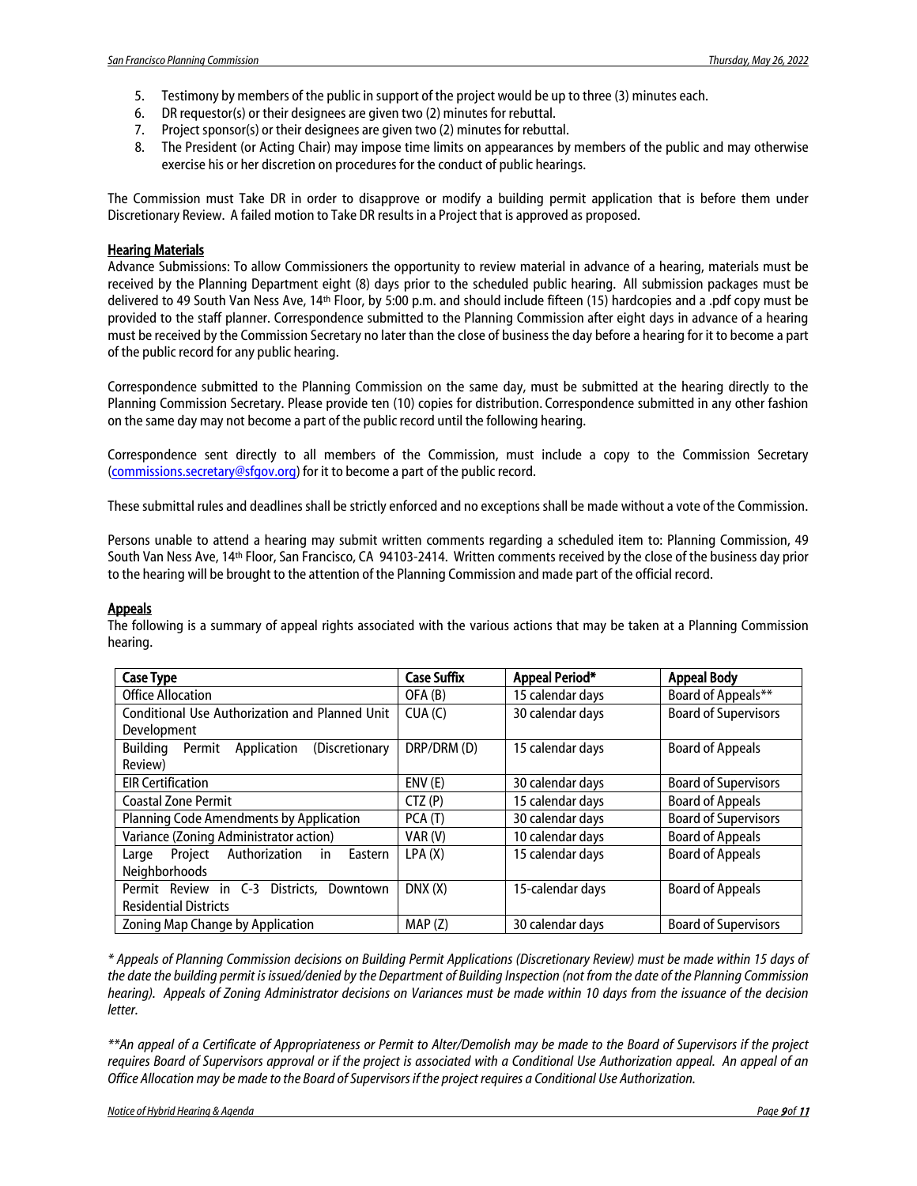5. Testimony by members of the public in support of the project would be up to three (3) minutes each.
6. DR requestor(s) or their designees are given two (2) minutes for rebuttal.
7. Project sponsor(s) or their designees are given two (2) minutes for rebuttal.
8. The President (or Acting Chair) may impose time limits on appearances by members of the public and may otherwise exercise his or her discretion on procedures for the conduct of public hearings.

The Commission must Take DR in order to disapprove or modify a building permit application that is before them under Discretionary Review. A failed motion to Take DR results in a Project that is approved as proposed.

## Hearing Materials

Advance Submissions: To allow Commissioners the opportunity to review material in advance of a hearing, materials must be received by the Planning Department eight (8) days prior to the scheduled public hearing. All submission packages must be delivered to 49 South Van Ness Ave, 14th Floor, by 5:00 p.m. and should include fifteen (15) hardcopies and a .pdf copy must be provided to the staff planner. Correspondence submitted to the Planning Commission after eight days in advance of a hearing must be received by the Commission Secretary no later than the close of business the day before a hearing for it to become a part of the public record for any public hearing.

Correspondence submitted to the Planning Commission on the same day, must be submitted at the hearing directly to the Planning Commission Secretary. Please provide ten (10) copies for distribution. Correspondence submitted in any other fashion on the same day may not become a part of the public record until the following hearing.

Correspondence sent directly to all members of the Commission, must include a copy to the Commission Secretary (commissions.secretary@sfgov.org) for it to become a part of the public record.

These submittal rules and deadlines shall be strictly enforced and no exceptions shall be made without a vote of the Commission.

Persons unable to attend a hearing may submit written comments regarding a scheduled item to: Planning Commission, 49 South Van Ness Ave, 14th Floor, San Francisco, CA 94103-2414. Written comments received by the close of the business day prior to the hearing will be brought to the attention of the Planning Commission and made part of the official record.

## Appeals

The following is a summary of appeal rights associated with the various actions that may be taken at a Planning Commission hearing.

| Case Type | Case Suffix | Appeal Period* | Appeal Body |
|---|---|---|---|
| Office Allocation | OFA (B) | 15 calendar days | Board of Appeals** |
| Conditional Use Authorization and Planned Unit Development | CUA (C) | 30 calendar days | Board of Supervisors |
| Building Permit Application (Discretionary Review) | DRP/DRM (D) | 15 calendar days | Board of Appeals |
| EIR Certification | ENV (E) | 30 calendar days | Board of Supervisors |
| Coastal Zone Permit | CTZ (P) | 15 calendar days | Board of Appeals |
| Planning Code Amendments by Application | PCA (T) | 30 calendar days | Board of Supervisors |
| Variance (Zoning Administrator action) | VAR (V) | 10 calendar days | Board of Appeals |
| Large Project Authorization in Eastern Neighborhoods | LPA (X) | 15 calendar days | Board of Appeals |
| Permit Review in C-3 Districts, Downtown Residential Districts | DNX (X) | 15-calendar days | Board of Appeals |
| Zoning Map Change by Application | MAP (Z) | 30 calendar days | Board of Supervisors |

*\* Appeals of Planning Commission decisions on Building Permit Applications (Discretionary Review) must be made within 15 days of the date the building permit is issued/denied by the Department of Building Inspection (not from the date of the Planning Commission hearing). Appeals of Zoning Administrator decisions on Variances must be made within 10 days from the issuance of the decision letter.*

*\*\*An appeal of a Certificate of Appropriateness or Permit to Alter/Demolish may be made to the Board of Supervisors if the project requires Board of Supervisors approval or if the project is associated with a Conditional Use Authorization appeal. An appeal of an Office Allocation may be made to the Board of Supervisors if the project requires a Conditional Use Authorization.*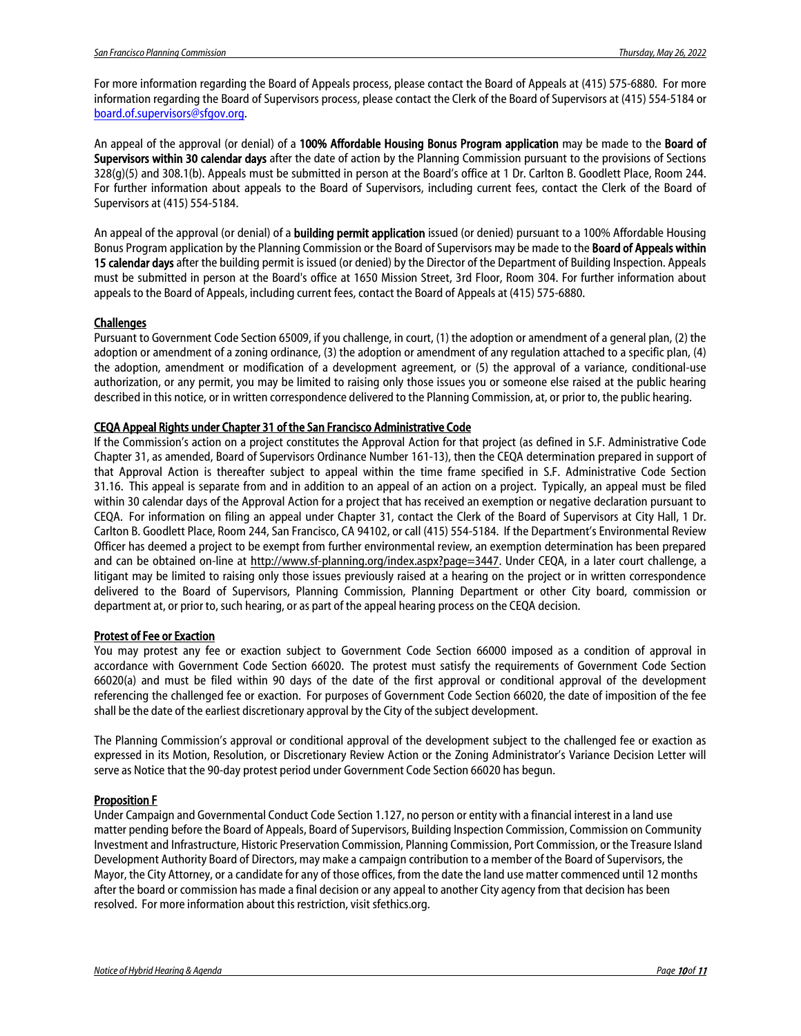For more information regarding the Board of Appeals process, please contact the Board of Appeals at (415) 575-6880. For more information regarding the Board of Supervisors process, please contact the Clerk of the Board of Supervisors at (415) 554-5184 or board.of.supervisors@sfgov.org.

An appeal of the approval (or denial) of a **100% Affordable Housing Bonus Program application** may be made to the **Board of Supervisors within 30 calendar days** after the date of action by the Planning Commission pursuant to the provisions of Sections 328(g)(5) and 308.1(b). Appeals must be submitted in person at the Board's office at 1 Dr. Carlton B. Goodlett Place, Room 244. For further information about appeals to the Board of Supervisors, including current fees, contact the Clerk of the Board of Supervisors at (415) 554-5184.

An appeal of the approval (or denial) of a **building permit application** issued (or denied) pursuant to a 100% Affordable Housing Bonus Program application by the Planning Commission or the Board of Supervisors may be made to the **Board of Appeals within 15 calendar days** after the building permit is issued (or denied) by the Director of the Department of Building Inspection. Appeals must be submitted in person at the Board's office at 1650 Mission Street, 3rd Floor, Room 304. For further information about appeals to the Board of Appeals, including current fees, contact the Board of Appeals at (415) 575-6880.

## Challenges

Pursuant to Government Code Section 65009, if you challenge, in court, (1) the adoption or amendment of a general plan, (2) the adoption or amendment of a zoning ordinance, (3) the adoption or amendment of any regulation attached to a specific plan, (4) the adoption, amendment or modification of a development agreement, or (5) the approval of a variance, conditional-use authorization, or any permit, you may be limited to raising only those issues you or someone else raised at the public hearing described in this notice, or in written correspondence delivered to the Planning Commission, at, or prior to, the public hearing.

## CEQA Appeal Rights under Chapter 31 of the San Francisco Administrative Code

If the Commission's action on a project constitutes the Approval Action for that project (as defined in S.F. Administrative Code Chapter 31, as amended, Board of Supervisors Ordinance Number 161-13), then the CEQA determination prepared in support of that Approval Action is thereafter subject to appeal within the time frame specified in S.F. Administrative Code Section 31.16. This appeal is separate from and in addition to an appeal of an action on a project. Typically, an appeal must be filed within 30 calendar days of the Approval Action for a project that has received an exemption or negative declaration pursuant to CEQA. For information on filing an appeal under Chapter 31, contact the Clerk of the Board of Supervisors at City Hall, 1 Dr. Carlton B. Goodlett Place, Room 244, San Francisco, CA 94102, or call (415) 554-5184. If the Department's Environmental Review Officer has deemed a project to be exempt from further environmental review, an exemption determination has been prepared and can be obtained on-line at http://www.sf-planning.org/index.aspx?page=3447. Under CEQA, in a later court challenge, a litigant may be limited to raising only those issues previously raised at a hearing on the project or in written correspondence delivered to the Board of Supervisors, Planning Commission, Planning Department or other City board, commission or department at, or prior to, such hearing, or as part of the appeal hearing process on the CEQA decision.

## Protest of Fee or Exaction

You may protest any fee or exaction subject to Government Code Section 66000 imposed as a condition of approval in accordance with Government Code Section 66020. The protest must satisfy the requirements of Government Code Section 66020(a) and must be filed within 90 days of the date of the first approval or conditional approval of the development referencing the challenged fee or exaction. For purposes of Government Code Section 66020, the date of imposition of the fee shall be the date of the earliest discretionary approval by the City of the subject development.

The Planning Commission's approval or conditional approval of the development subject to the challenged fee or exaction as expressed in its Motion, Resolution, or Discretionary Review Action or the Zoning Administrator's Variance Decision Letter will serve as Notice that the 90-day protest period under Government Code Section 66020 has begun.

## Proposition F

Under Campaign and Governmental Conduct Code Section 1.127, no person or entity with a financial interest in a land use matter pending before the Board of Appeals, Board of Supervisors, Building Inspection Commission, Commission on Community Investment and Infrastructure, Historic Preservation Commission, Planning Commission, Port Commission, or the Treasure Island Development Authority Board of Directors, may make a campaign contribution to a member of the Board of Supervisors, the Mayor, the City Attorney, or a candidate for any of those offices, from the date the land use matter commenced until 12 months after the board or commission has made a final decision or any appeal to another City agency from that decision has been resolved. For more information about this restriction, visit sfethics.org.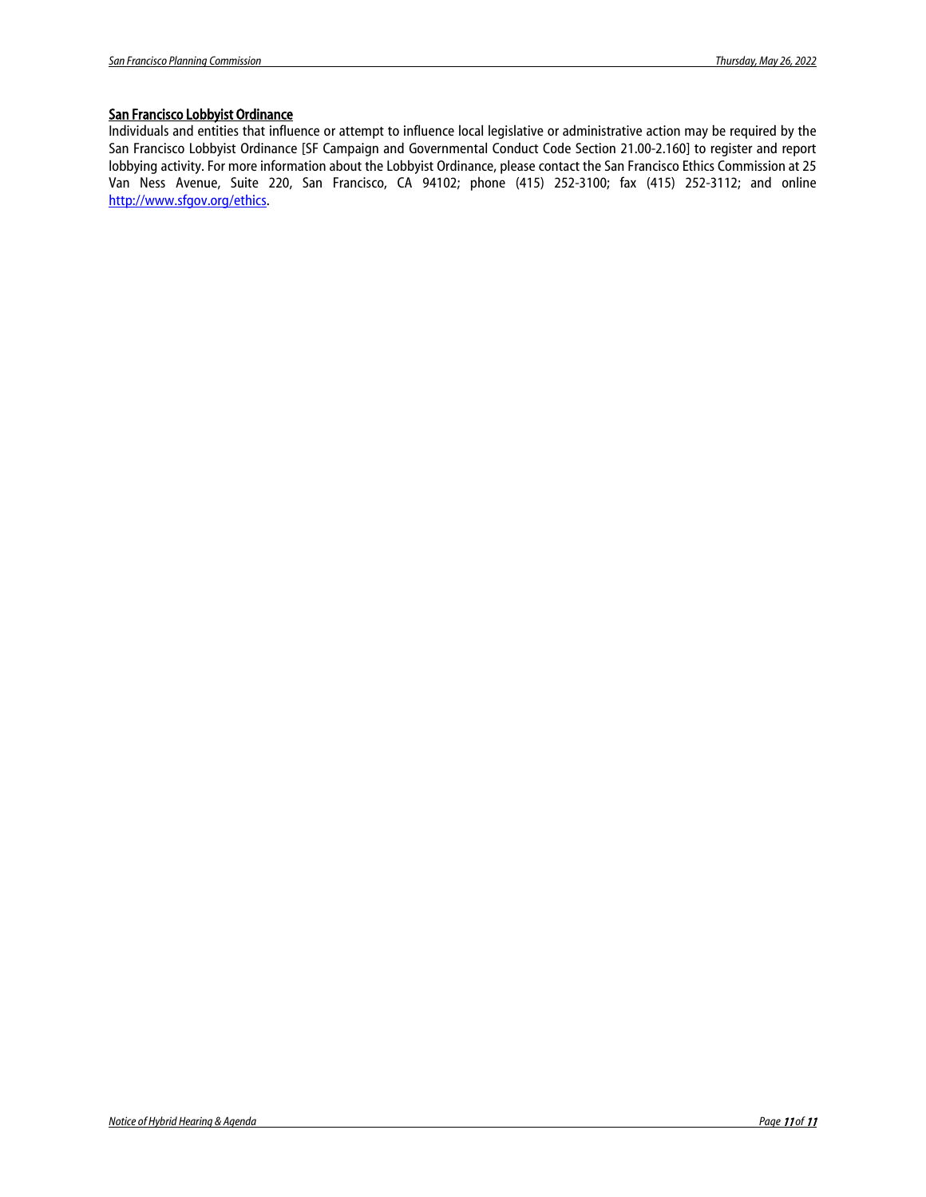## San Francisco Lobbyist Ordinance

Individuals and entities that influence or attempt to influence local legislative or administrative action may be required by the San Francisco Lobbyist Ordinance [SF Campaign and Governmental Conduct Code Section 21.00-2.160] to register and report lobbying activity. For more information about the Lobbyist Ordinance, please contact the San Francisco Ethics Commission at 25 Van Ness Avenue, Suite 220, San Francisco, CA 94102; phone (415) 252-3100; fax (415) 252-3112; and online [http://www.sfgov.org/ethics](http://www.sfgov.org/ethics).